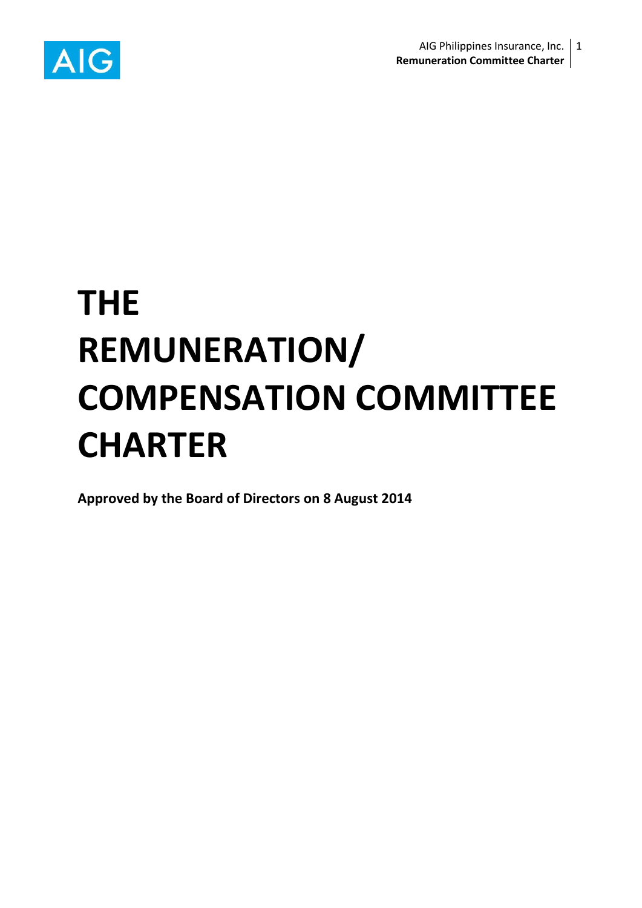# THE REMUNERATION/ COMPENSATION COMMITTEE CHARTER

**Approved by the Board of Directors on 8 August 2014**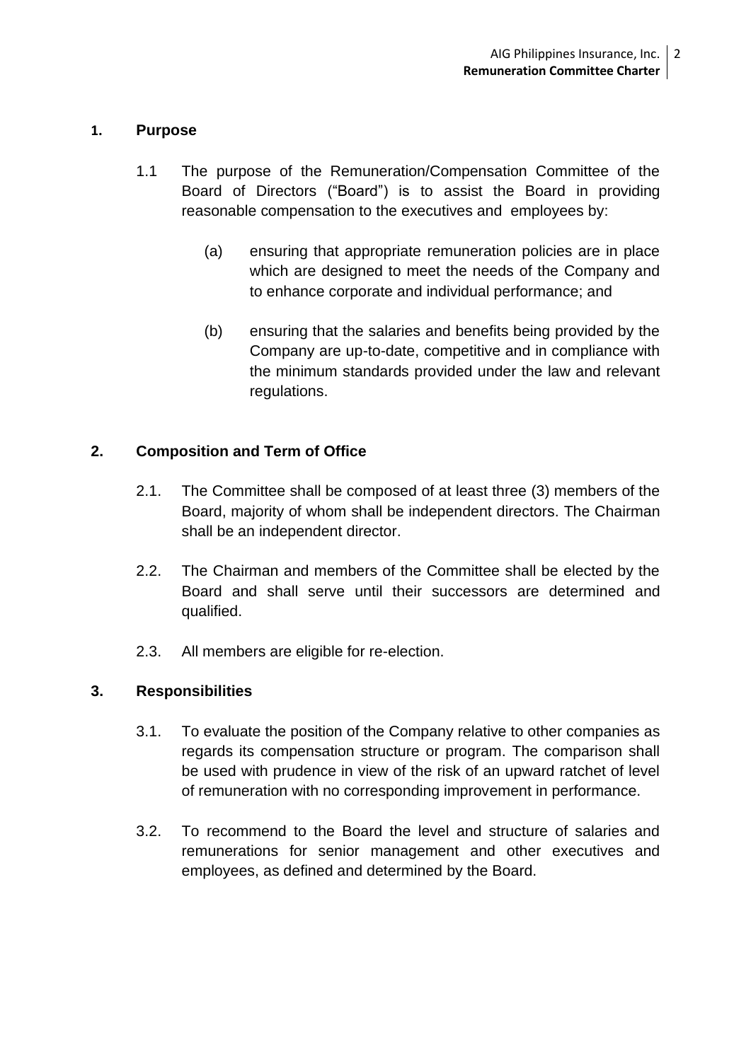## 1. Purpose

1.1 The purpose of the Remuneration/Compensation Committee of the Board of Directors ("Board") is to assist the Board in providing reasonable compensation to the executives and employees by:

(a) ensuring that appropriate remuneration policies are in place which are designed to meet the needs of the Company and to enhance corporate and individual performance; and

(b) ensuring that the salaries and benefits being provided by the Company are up-to-date, competitive and in compliance with the minimum standards provided under the law and relevant regulations.

## 2. Composition and Term of Office

2.1. The Committee shall be composed of at least three (3) members of the Board, majority of whom shall be independent directors. The Chairman shall be an independent director.

2.2. The Chairman and members of the Committee shall be elected by the Board and shall serve until their successors are determined and qualified.

2.3. All members are eligible for re-election.

## 3. Responsibilities

3.1. To evaluate the position of the Company relative to other companies as regards its compensation structure or program. The comparison shall be used with prudence in view of the risk of an upward ratchet of level of remuneration with no corresponding improvement in performance.

3.2. To recommend to the Board the level and structure of salaries and remunerations for senior management and other executives and employees, as defined and determined by the Board.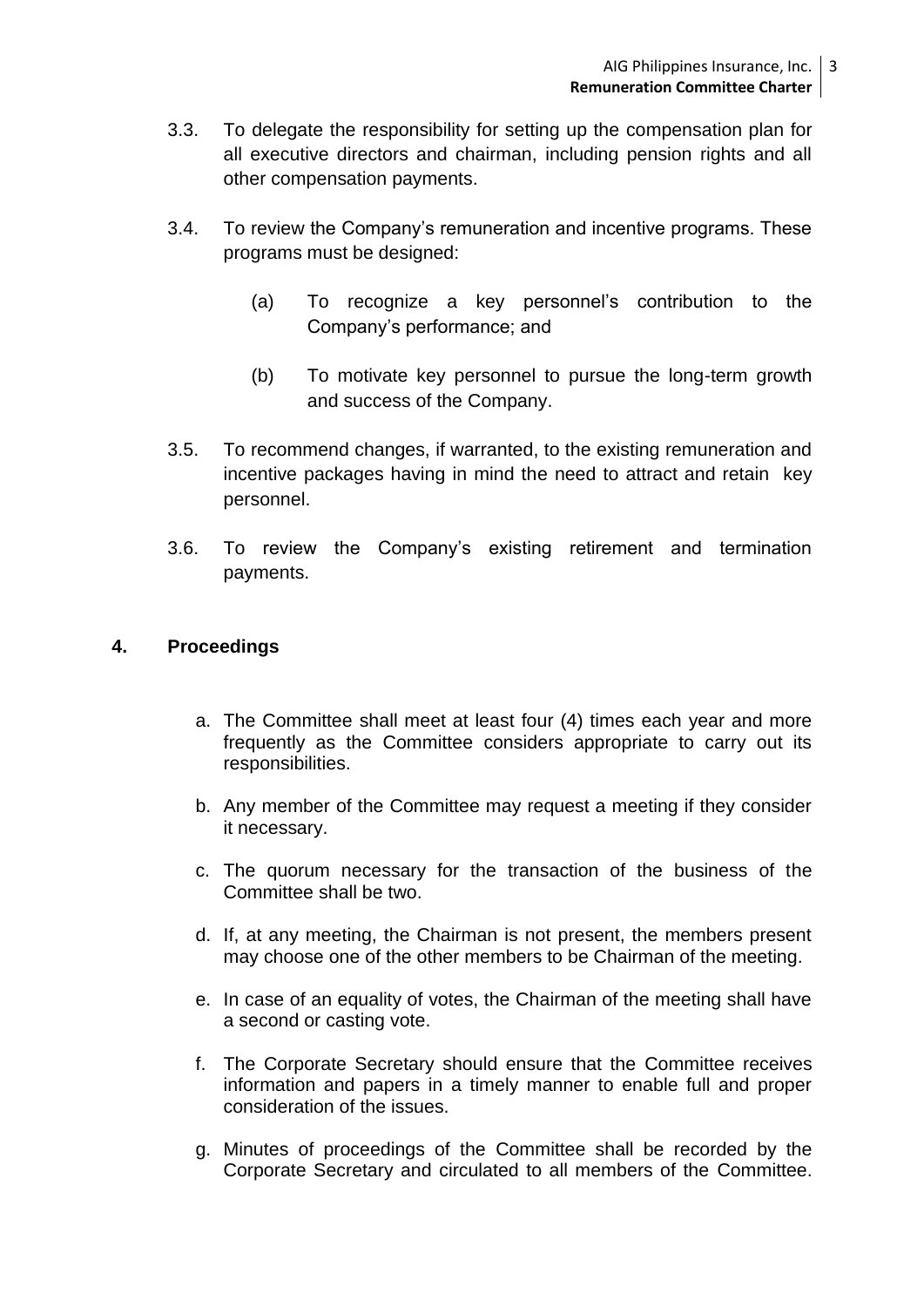3.3. To delegate the responsibility for setting up the compensation plan for all executive directors and chairman, including pension rights and all other compensation payments.

3.4. To review the Company's remuneration and incentive programs. These programs must be designed:

   (a) To recognize a key personnel's contribution to the Company's performance; and

   (b) To motivate key personnel to pursue the long-term growth and success of the Company.

3.5. To recommend changes, if warranted, to the existing remuneration and incentive packages having in mind the need to attract and retain key personnel.

3.6. To review the Company's existing retirement and termination payments.

## 4. Proceedings

a. The Committee shall meet at least four (4) times each year and more frequently as the Committee considers appropriate to carry out its responsibilities.

b. Any member of the Committee may request a meeting if they consider it necessary.

c. The quorum necessary for the transaction of the business of the Committee shall be two.

d. If, at any meeting, the Chairman is not present, the members present may choose one of the other members to be Chairman of the meeting.

e. In case of an equality of votes, the Chairman of the meeting shall have a second or casting vote.

f. The Corporate Secretary should ensure that the Committee receives information and papers in a timely manner to enable full and proper consideration of the issues.

g. Minutes of proceedings of the Committee shall be recorded by the Corporate Secretary and circulated to all members of the Committee.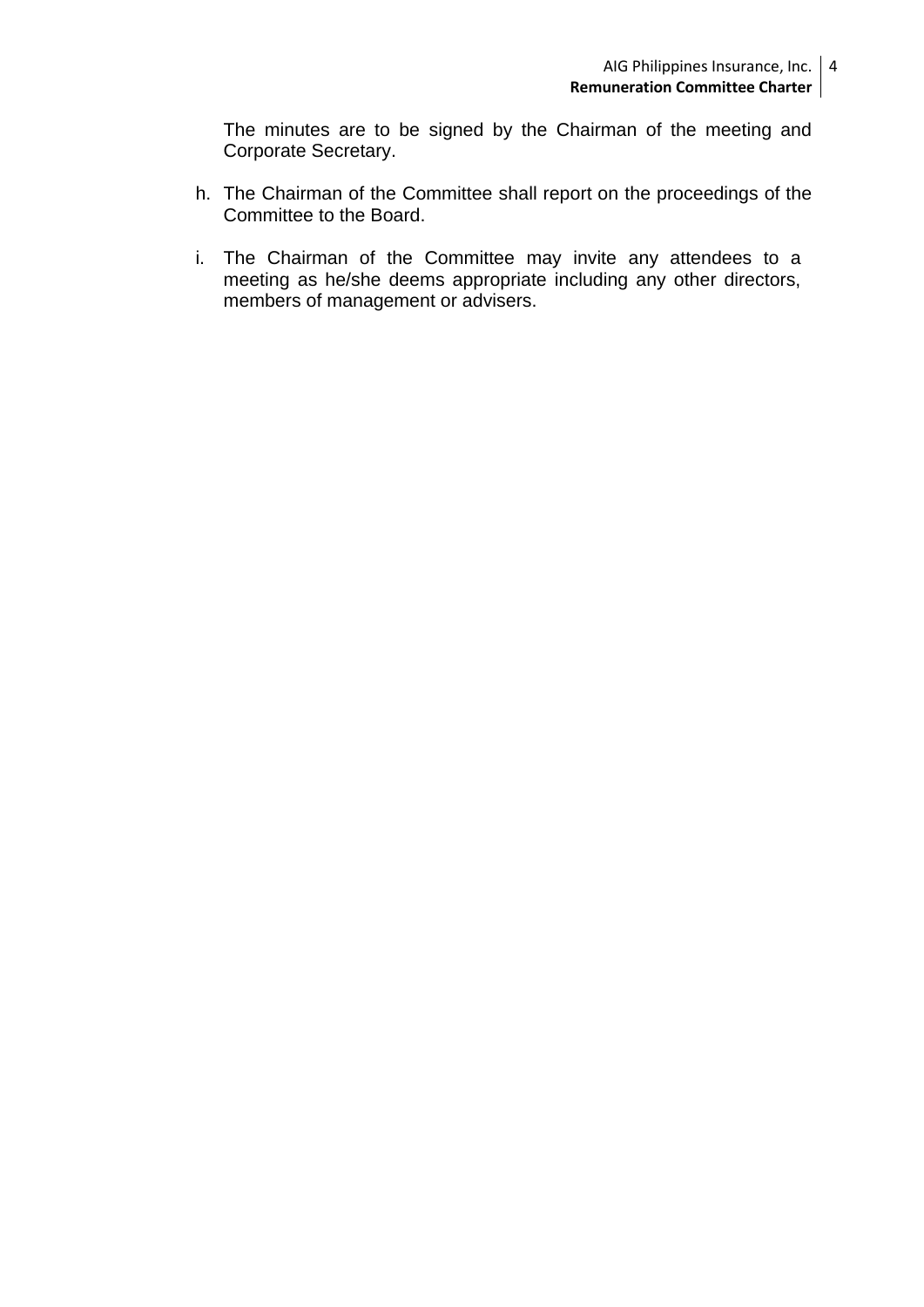The minutes are to be signed by the Chairman of the meeting and Corporate Secretary.

h. The Chairman of the Committee shall report on the proceedings of the Committee to the Board.

i. The Chairman of the Committee may invite any attendees to a meeting as he/she deems appropriate including any other directors, members of management or advisers.